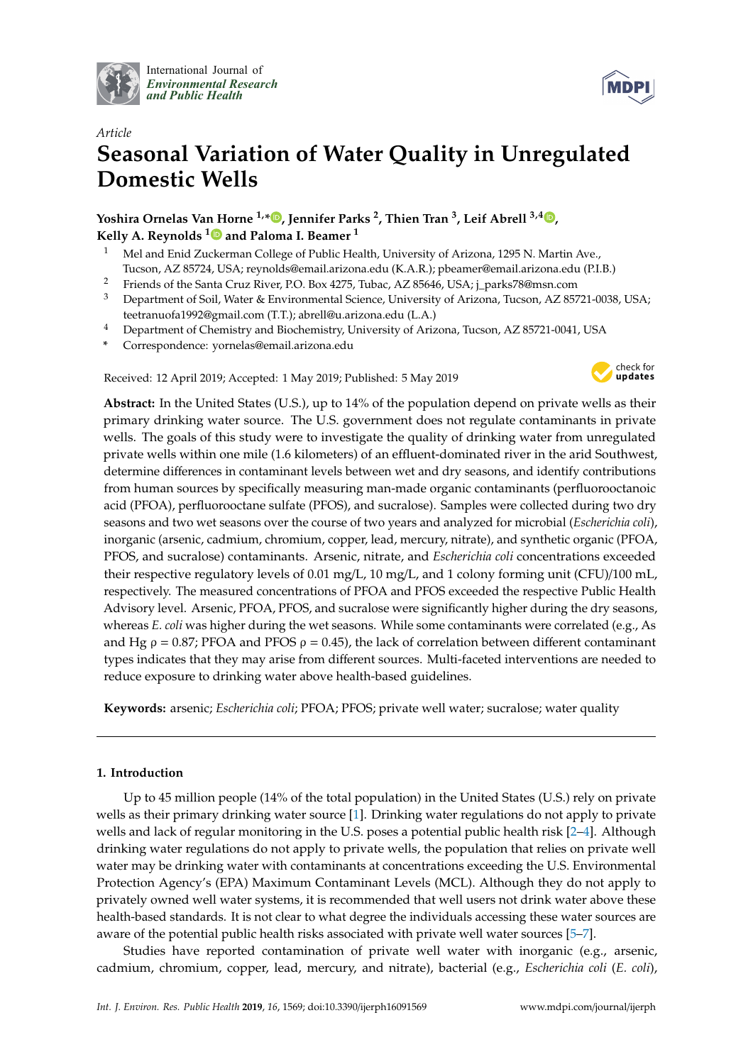International Journal of *Environmental Research and Public Health*

*Article*

# Seasonal Variation of Water Quality in Unregulated Domestic Wells

**Yoshira Ornelas Van Horne [1,*], Jennifer Parks [2], Thien Tran [3], Leif Abrell [3,4], Kelly A. Reynolds [1] and Paloma I. Beamer [1]**

1. Mel and Enid Zuckerman College of Public Health, University of Arizona, 1295 N. Martin Ave., Tucson, AZ 85724, USA; reynolds@email.arizona.edu (K.A.R.); pbeamer@email.arizona.edu (P.I.B.)
2. Friends of the Santa Cruz River, P.O. Box 4275, Tubac, AZ 85646, USA; j_parks78@msn.com
3. Department of Soil, Water & Environmental Science, University of Arizona, Tucson, AZ 85721-0038, USA; teetranuofa1992@gmail.com (T.T.); abrell@u.arizona.edu (L.A.)
4. Department of Chemistry and Biochemistry, University of Arizona, Tucson, AZ 85721-0041, USA

\* Correspondence: yornelas@email.arizona.edu

Received: 12 April 2019; Accepted: 1 May 2019; Published: 5 May 2019

**Abstract:** In the United States (U.S.), up to 14% of the population depend on private wells as their primary drinking water source. The U.S. government does not regulate contaminants in private wells. The goals of this study were to investigate the quality of drinking water from unregulated private wells within one mile (1.6 kilometers) of an effluent-dominated river in the arid Southwest, determine differences in contaminant levels between wet and dry seasons, and identify contributions from human sources by specifically measuring man-made organic contaminants (perfluorooctanoic acid (PFOA), perfluorooctane sulfate (PFOS), and sucralose). Samples were collected during two dry seasons and two wet seasons over the course of two years and analyzed for microbial (*Escherichia coli*), inorganic (arsenic, cadmium, chromium, copper, lead, mercury, nitrate), and synthetic organic (PFOA, PFOS, and sucralose) contaminants. Arsenic, nitrate, and *Escherichia coli* concentrations exceeded their respective regulatory levels of 0.01 mg/L, 10 mg/L, and 1 colony forming unit (CFU)/100 mL, respectively. The measured concentrations of PFOA and PFOS exceeded the respective Public Health Advisory level. Arsenic, PFOA, PFOS, and sucralose were significantly higher during the dry seasons, whereas *E. coli* was higher during the wet seasons. While some contaminants were correlated (e.g., As and Hg $\rho = 0.87$; PFOA and PFOS $\rho = 0.45$), the lack of correlation between different contaminant types indicates that they may arise from different sources. Multi-faceted interventions are needed to reduce exposure to drinking water above health-based guidelines.

**Keywords:** arsenic; *Escherichia coli*; PFOA; PFOS; private well water; sucralose; water quality

## 1. Introduction

Up to 45 million people (14% of the total population) in the United States (U.S.) rely on private wells as their primary drinking water source [1]. Drinking water regulations do not apply to private wells and lack of regular monitoring in the U.S. poses a potential public health risk [2–4]. Although drinking water regulations do not apply to private wells, the population that relies on private well water may be drinking water with contaminants at concentrations exceeding the U.S. Environmental Protection Agency's (EPA) Maximum Contaminant Levels (MCL). Although they do not apply to privately owned well water systems, it is recommended that well users not drink water above these health-based standards. It is not clear to what degree the individuals accessing these water sources are aware of the potential public health risks associated with private well water sources [5–7].

Studies have reported contamination of private well water with inorganic (e.g., arsenic, cadmium, chromium, copper, lead, mercury, and nitrate), bacterial (e.g., *Escherichia coli* (*E. coli*),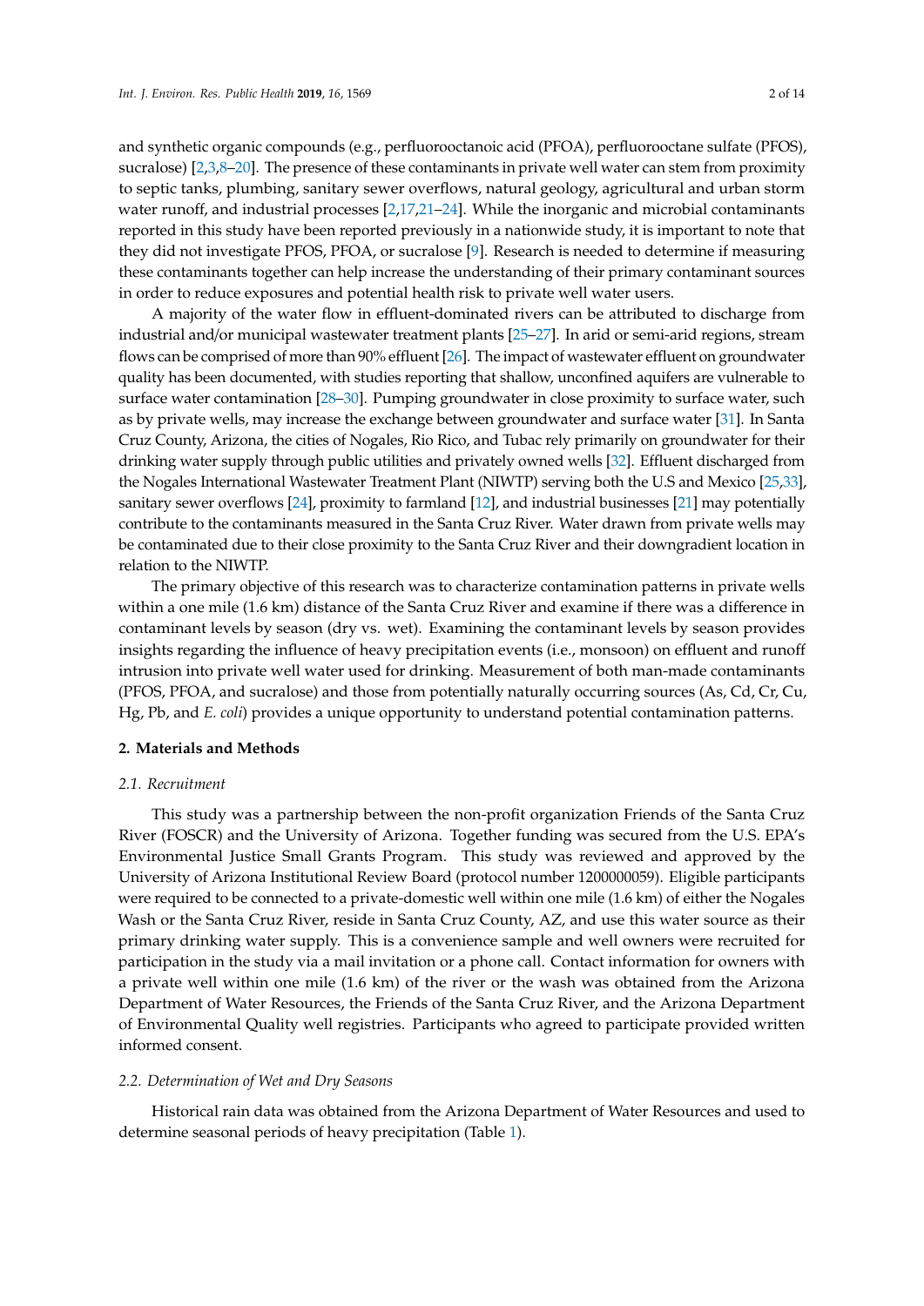and synthetic organic compounds (e.g., perfluorooctanoic acid (PFOA), perfluorooctane sulfate (PFOS), sucralose) [2,3,8–20]. The presence of these contaminants in private well water can stem from proximity to septic tanks, plumbing, sanitary sewer overflows, natural geology, agricultural and urban storm water runoff, and industrial processes [2,17,21–24]. While the inorganic and microbial contaminants reported in this study have been reported previously in a nationwide study, it is important to note that they did not investigate PFOS, PFOA, or sucralose [9]. Research is needed to determine if measuring these contaminants together can help increase the understanding of their primary contaminant sources in order to reduce exposures and potential health risk to private well water users.

A majority of the water flow in effluent-dominated rivers can be attributed to discharge from industrial and/or municipal wastewater treatment plants [25–27]. In arid or semi-arid regions, stream flows can be comprised of more than 90% effluent [26]. The impact of wastewater effluent on groundwater quality has been documented, with studies reporting that shallow, unconfined aquifers are vulnerable to surface water contamination [28–30]. Pumping groundwater in close proximity to surface water, such as by private wells, may increase the exchange between groundwater and surface water [31]. In Santa Cruz County, Arizona, the cities of Nogales, Rio Rico, and Tubac rely primarily on groundwater for their drinking water supply through public utilities and privately owned wells [32]. Effluent discharged from the Nogales International Wastewater Treatment Plant (NIWTP) serving both the U.S and Mexico [25,33], sanitary sewer overflows [24], proximity to farmland [12], and industrial businesses [21] may potentially contribute to the contaminants measured in the Santa Cruz River. Water drawn from private wells may be contaminated due to their close proximity to the Santa Cruz River and their downgradient location in relation to the NIWTP.

The primary objective of this research was to characterize contamination patterns in private wells within a one mile (1.6 km) distance of the Santa Cruz River and examine if there was a difference in contaminant levels by season (dry vs. wet). Examining the contaminant levels by season provides insights regarding the influence of heavy precipitation events (i.e., monsoon) on effluent and runoff intrusion into private well water used for drinking. Measurement of both man-made contaminants (PFOS, PFOA, and sucralose) and those from potentially naturally occurring sources (As, Cd, Cr, Cu, Hg, Pb, and *E. coli*) provides a unique opportunity to understand potential contamination patterns.

## 2. Materials and Methods

### 2.1. Recruitment

This study was a partnership between the non-profit organization Friends of the Santa Cruz River (FOSCR) and the University of Arizona. Together funding was secured from the U.S. EPA's Environmental Justice Small Grants Program. This study was reviewed and approved by the University of Arizona Institutional Review Board (protocol number 1200000059). Eligible participants were required to be connected to a private-domestic well within one mile (1.6 km) of either the Nogales Wash or the Santa Cruz River, reside in Santa Cruz County, AZ, and use this water source as their primary drinking water supply. This is a convenience sample and well owners were recruited for participation in the study via a mail invitation or a phone call. Contact information for owners with a private well within one mile (1.6 km) of the river or the wash was obtained from the Arizona Department of Water Resources, the Friends of the Santa Cruz River, and the Arizona Department of Environmental Quality well registries. Participants who agreed to participate provided written informed consent.

### 2.2. Determination of Wet and Dry Seasons

Historical rain data was obtained from the Arizona Department of Water Resources and used to determine seasonal periods of heavy precipitation (Table 1).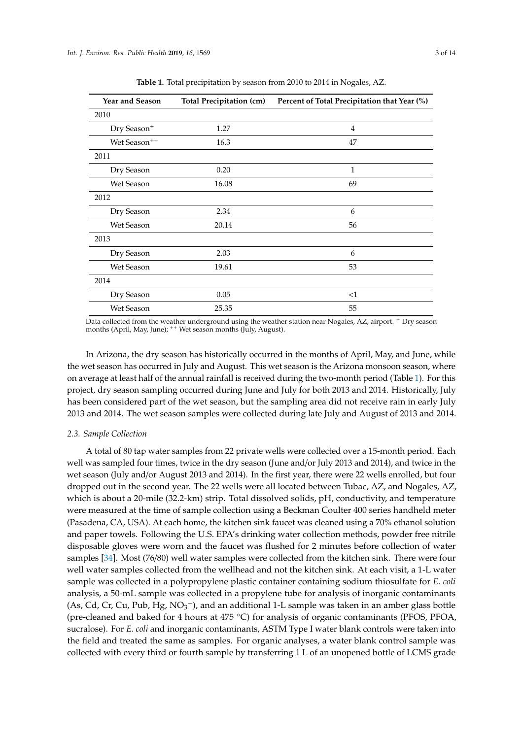**Table 1.** Total precipitation by season from 2010 to 2014 in Nogales, AZ.

| Year and Season | Total Precipitation (cm) | Percent of Total Precipitation that Year (%) |
|---|---|---|
| 2010 | | |
| Dry Season[+] | 1.27 | 4 |
| Wet Season[++] | 16.3 | 47 |
| 2011 | | |
| Dry Season | 0.20 | 1 |
| Wet Season | 16.08 | 69 |
| 2012 | | |
| Dry Season | 2.34 | 6 |
| Wet Season | 20.14 | 56 |
| 2013 | | |
| Dry Season | 2.03 | 6 |
| Wet Season | 19.61 | 53 |
| 2014 | | |
| Dry Season | 0.05 | <1 |
| Wet Season | 25.35 | 55 |

Data collected from the weather underground using the weather station near Nogales, AZ, airport. [+] Dry season months (April, May, June); [++] Wet season months (July, August).

In Arizona, the dry season has historically occurred in the months of April, May, and June, while the wet season has occurred in July and August. This wet season is the Arizona monsoon season, where on average at least half of the annual rainfall is received during the two-month period (Table 1). For this project, dry season sampling occurred during June and July for both 2013 and 2014. Historically, July has been considered part of the wet season, but the sampling area did not receive rain in early July 2013 and 2014. The wet season samples were collected during late July and August of 2013 and 2014.

### 2.3. Sample Collection

A total of 80 tap water samples from 22 private wells were collected over a 15-month period. Each well was sampled four times, twice in the dry season (June and/or July 2013 and 2014), and twice in the wet season (July and/or August 2013 and 2014). In the first year, there were 22 wells enrolled, but four dropped out in the second year. The 22 wells were all located between Tubac, AZ, and Nogales, AZ, which is about a 20-mile (32.2-km) strip. Total dissolved solids, pH, conductivity, and temperature were measured at the time of sample collection using a Beckman Coulter 400 series handheld meter (Pasadena, CA, USA). At each home, the kitchen sink faucet was cleaned using a 70% ethanol solution and paper towels. Following the U.S. EPA's drinking water collection methods, powder free nitrile disposable gloves were worn and the faucet was flushed for 2 minutes before collection of water samples [34]. Most (76/80) well water samples were collected from the kitchen sink. There were four well water samples collected from the wellhead and not the kitchen sink. At each visit, a 1-L water sample was collected in a polypropylene plastic container containing sodium thiosulfate for *E. coli* analysis, a 50-mL sample was collected in a propylene tube for analysis of inorganic contaminants (As, Cd, Cr, Cu, Pub, Hg, $NO_3^-$), and an additional 1-L sample was taken in an amber glass bottle (pre-cleaned and baked for 4 hours at 475 °C) for analysis of organic contaminants (PFOS, PFOA, sucralose). For *E. coli* and inorganic contaminants, ASTM Type I water blank controls were taken into the field and treated the same as samples. For organic analyses, a water blank control sample was collected with every third or fourth sample by transferring 1 L of an unopened bottle of LCMS grade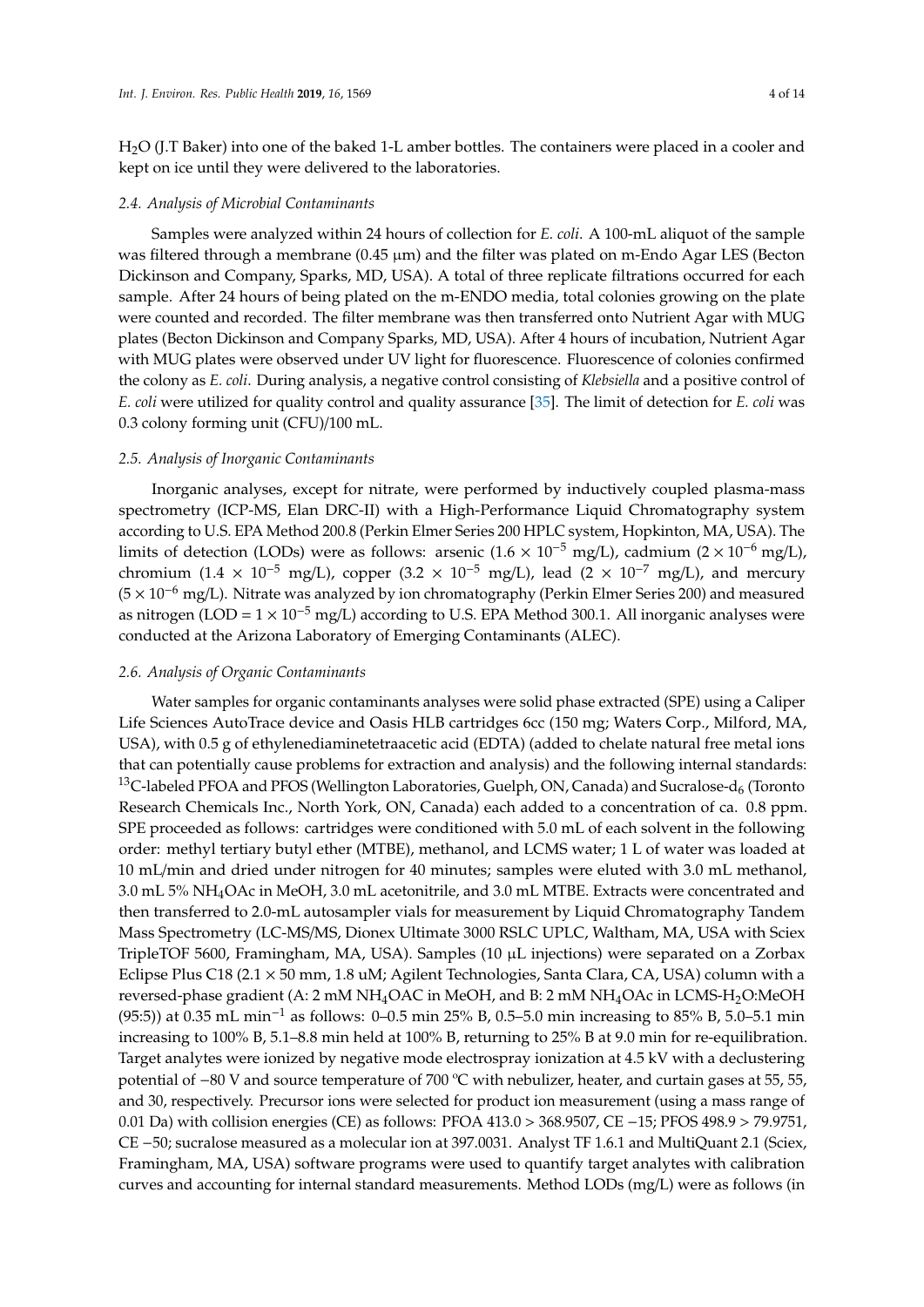$H_2O$ (J.T Baker) into one of the baked 1-L amber bottles. The containers were placed in a cooler and kept on ice until they were delivered to the laboratories.

### *2.4. Analysis of Microbial Contaminants*

Samples were analyzed within 24 hours of collection for *E. coli*. A 100-mL aliquot of the sample was filtered through a membrane (0.45 μm) and the filter was plated on m-Endo Agar LES (Becton Dickinson and Company, Sparks, MD, USA). A total of three replicate filtrations occurred for each sample. After 24 hours of being plated on the m-ENDO media, total colonies growing on the plate were counted and recorded. The filter membrane was then transferred onto Nutrient Agar with MUG plates (Becton Dickinson and Company Sparks, MD, USA). After 4 hours of incubation, Nutrient Agar with MUG plates were observed under UV light for fluorescence. Fluorescence of colonies confirmed the colony as *E. coli*. During analysis, a negative control consisting of *Klebsiella* and a positive control of *E. coli* were utilized for quality control and quality assurance [35]. The limit of detection for *E. coli* was 0.3 colony forming unit (CFU)/100 mL.

### *2.5. Analysis of Inorganic Contaminants*

Inorganic analyses, except for nitrate, were performed by inductively coupled plasma-mass spectrometry (ICP-MS, Elan DRC-II) with a High-Performance Liquid Chromatography system according to U.S. EPA Method 200.8 (Perkin Elmer Series 200 HPLC system, Hopkinton, MA, USA). The limits of detection (LODs) were as follows: arsenic ($1.6 \times 10^{-5}$ mg/L), cadmium ($2 \times 10^{-6}$ mg/L), chromium ($1.4 \times 10^{-5}$ mg/L), copper ($3.2 \times 10^{-5}$ mg/L), lead ($2 \times 10^{-7}$ mg/L), and mercury ($5 \times 10^{-6}$ mg/L). Nitrate was analyzed by ion chromatography (Perkin Elmer Series 200) and measured as nitrogen (LOD = $1 \times 10^{-5}$ mg/L) according to U.S. EPA Method 300.1. All inorganic analyses were conducted at the Arizona Laboratory of Emerging Contaminants (ALEC).

### *2.6. Analysis of Organic Contaminants*

Water samples for organic contaminants analyses were solid phase extracted (SPE) using a Caliper Life Sciences AutoTrace device and Oasis HLB cartridges 6cc (150 mg; Waters Corp., Milford, MA, USA), with 0.5 g of ethylenediaminetetraacetic acid (EDTA) (added to chelate natural free metal ions that can potentially cause problems for extraction and analysis) and the following internal standards: $^{13}C$-labeled PFOA and PFOS (Wellington Laboratories, Guelph, ON, Canada) and Sucralose-$d_6$ (Toronto Research Chemicals Inc., North York, ON, Canada) each added to a concentration of ca. 0.8 ppm. SPE proceeded as follows: cartridges were conditioned with 5.0 mL of each solvent in the following order: methyl tertiary butyl ether (MTBE), methanol, and LCMS water; 1 L of water was loaded at 10 mL/min and dried under nitrogen for 40 minutes; samples were eluted with 3.0 mL methanol, 3.0 mL 5% $NH_4OAc$ in MeOH, 3.0 mL acetonitrile, and 3.0 mL MTBE. Extracts were concentrated and then transferred to 2.0-mL autosampler vials for measurement by Liquid Chromatography Tandem Mass Spectrometry (LC-MS/MS, Dionex Ultimate 3000 RSLC UPLC, Waltham, MA, USA with Sciex TripleTOF 5600, Framingham, MA, USA). Samples (10 μL injections) were separated on a Zorbax Eclipse Plus C18 (2.1 × 50 mm, 1.8 uM; Agilent Technologies, Santa Clara, CA, USA) column with a reversed-phase gradient (A: 2 mM $NH_4OAC$ in MeOH, and B: 2 mM $NH_4OAc$ in LCMS-$H_2O$:MeOH (95:5)) at 0.35 mL $min^{-1}$ as follows: 0–0.5 min 25% B, 0.5–5.0 min increasing to 85% B, 5.0–5.1 min increasing to 100% B, 5.1–8.8 min held at 100% B, returning to 25% B at 9.0 min for re-equilibration. Target analytes were ionized by negative mode electrospray ionization at 4.5 kV with a declustering potential of −80 V and source temperature of 700 °C with nebulizer, heater, and curtain gases at 55, 55, and 30, respectively. Precursor ions were selected for product ion measurement (using a mass range of 0.01 Da) with collision energies (CE) as follows: PFOA 413.0 > 368.9507, CE −15; PFOS 498.9 > 79.9751, CE −50; sucralose measured as a molecular ion at 397.0031. Analyst TF 1.6.1 and MultiQuant 2.1 (Sciex, Framingham, MA, USA) software programs were used to quantify target analytes with calibration curves and accounting for internal standard measurements. Method LODs (mg/L) were as follows (in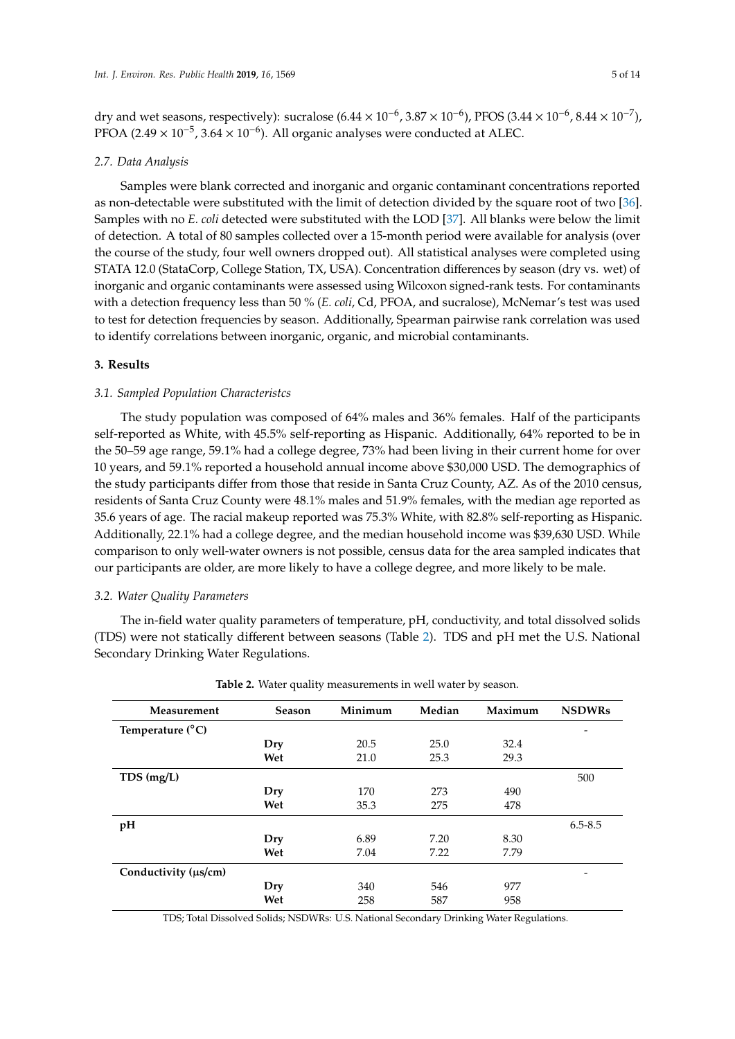dry and wet seasons, respectively): sucralose ($6.44 \times 10^{-6}$, $3.87 \times 10^{-6}$), PFOS ($3.44 \times 10^{-6}$, $8.44 \times 10^{-7}$), PFOA ($2.49 \times 10^{-5}$, $3.64 \times 10^{-6}$). All organic analyses were conducted at ALEC.

### 2.7. Data Analysis

Samples were blank corrected and inorganic and organic contaminant concentrations reported as non-detectable were substituted with the limit of detection divided by the square root of two [36]. Samples with no *E. coli* detected were substituted with the LOD [37]. All blanks were below the limit of detection. A total of 80 samples collected over a 15-month period were available for analysis (over the course of the study, four well owners dropped out). All statistical analyses were completed using STATA 12.0 (StataCorp, College Station, TX, USA). Concentration differences by season (dry vs. wet) of inorganic and organic contaminants were assessed using Wilcoxon signed-rank tests. For contaminants with a detection frequency less than 50 % (*E. coli*, Cd, PFOA, and sucralose), McNemar's test was used to test for detection frequencies by season. Additionally, Spearman pairwise rank correlation was used to identify correlations between inorganic, organic, and microbial contaminants.

## 3. Results

### 3.1. Sampled Population Characteristcs

The study population was composed of 64% males and 36% females. Half of the participants self-reported as White, with 45.5% self-reporting as Hispanic. Additionally, 64% reported to be in the 50–59 age range, 59.1% had a college degree, 73% had been living in their current home for over 10 years, and 59.1% reported a household annual income above $30,000 USD. The demographics of the study participants differ from those that reside in Santa Cruz County, AZ. As of the 2010 census, residents of Santa Cruz County were 48.1% males and 51.9% females, with the median age reported as 35.6 years of age. The racial makeup reported was 75.3% White, with 82.8% self-reporting as Hispanic. Additionally, 22.1% had a college degree, and the median household income was $39,630 USD. While comparison to only well-water owners is not possible, census data for the area sampled indicates that our participants are older, are more likely to have a college degree, and more likely to be male.

### 3.2. Water Quality Parameters

The in-field water quality parameters of temperature, pH, conductivity, and total dissolved solids (TDS) were not statically different between seasons (Table 2). TDS and pH met the U.S. National Secondary Drinking Water Regulations.

**Table 2.** Water quality measurements in well water by season.

| Measurement | Season | Minimum | Median | Maximum | NSDWRs |
|---|---|---|---|---|---|
| **Temperature (°C)** | | | | | - |
| | **Dry** | 20.5 | 25.0 | 32.4 | |
| | **Wet** | 21.0 | 25.3 | 29.3 | |
| **TDS (mg/L)** | | | | | 500 |
| | **Dry** | 170 | 273 | 490 | |
| | **Wet** | 35.3 | 275 | 478 | |
| **pH** | | | | | 6.5-8.5 |
| | **Dry** | 6.89 | 7.20 | 8.30 | |
| | **Wet** | 7.04 | 7.22 | 7.79 | |
| **Conductivity (µs/cm)** | | | | | - |
| | **Dry** | 340 | 546 | 977 | |
| | **Wet** | 258 | 587 | 958 | |

TDS; Total Dissolved Solids; NSDWRs: U.S. National Secondary Drinking Water Regulations.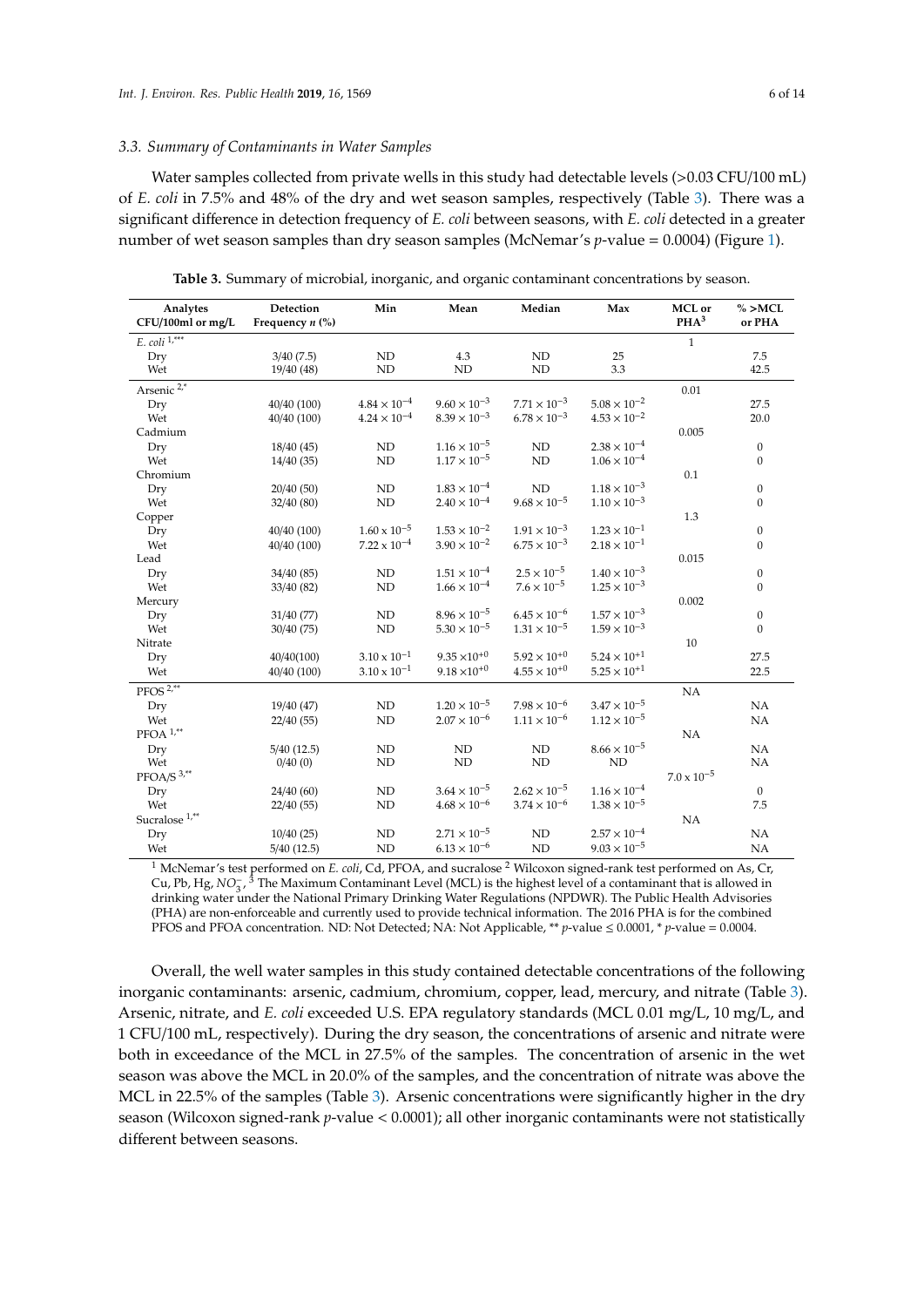### 3.3. Summary of Contaminants in Water Samples

Water samples collected from private wells in this study had detectable levels (>0.03 CFU/100 mL) of *E. coli* in 7.5% and 48% of the dry and wet season samples, respectively (Table 3). There was a significant difference in detection frequency of *E. coli* between seasons, with *E. coli* detected in a greater number of wet season samples than dry season samples (McNemar's $p$-value = 0.0004) (Figure 1).

**Table 3.** Summary of microbial, inorganic, and organic contaminant concentrations by season.

| Analytes CFU/100ml or mg/L | Detection Frequency $n$ (%) | Min | Mean | Median | Max | MCL or PHA[3] | % >MCL or PHA |
|---|---|---|---|---|---|---|---|
| *E. coli* [1,***] | | | | | | 1 | |
| Dry | 3/40 (7.5) | ND | 4.3 | ND | 25 | | 7.5 |
| Wet | 19/40 (48) | ND | ND | ND | 3.3 | | 42.5 |
| Arsenic [2,*] | | | | | | 0.01 | |
| Dry | 40/40 (100) | $4.84 \times 10^{-4}$ | $9.60 \times 10^{-3}$ | $7.71 \times 10^{-3}$ | $5.08 \times 10^{-2}$ | | 27.5 |
| Wet | 40/40 (100) | $4.24 \times 10^{-4}$ | $8.39 \times 10^{-3}$ | $6.78 \times 10^{-3}$ | $4.53 \times 10^{-2}$ | | 20.0 |
| Cadmium | | | | | | 0.005 | |
| Dry | 18/40 (45) | ND | $1.16 \times 10^{-5}$ | ND | $2.38 \times 10^{-4}$ | | 0 |
| Wet | 14/40 (35) | ND | $1.17 \times 10^{-5}$ | ND | $1.06 \times 10^{-4}$ | | 0 |
| Chromium | | | | | | 0.1 | |
| Dry | 20/40 (50) | ND | $1.83 \times 10^{-4}$ | ND | $1.18 \times 10^{-3}$ | | 0 |
| Wet | 32/40 (80) | ND | $2.40 \times 10^{-4}$ | $9.68 \times 10^{-5}$ | $1.10 \times 10^{-3}$ | | 0 |
| Copper | | | | | | 1.3 | |
| Dry | 40/40 (100) | $1.60 \times 10^{-5}$ | $1.53 \times 10^{-2}$ | $1.91 \times 10^{-3}$ | $1.23 \times 10^{-1}$ | | 0 |
| Wet | 40/40 (100) | $7.22 \times 10^{-4}$ | $3.90 \times 10^{-2}$ | $6.75 \times 10^{-3}$ | $2.18 \times 10^{-1}$ | | 0 |
| Lead | | | | | | 0.015 | |
| Dry | 34/40 (85) | ND | $1.51 \times 10^{-4}$ | $2.5 \times 10^{-5}$ | $1.40 \times 10^{-3}$ | | 0 |
| Wet | 33/40 (82) | ND | $1.66 \times 10^{-4}$ | $7.6 \times 10^{-5}$ | $1.25 \times 10^{-3}$ | | 0 |
| Mercury | | | | | | 0.002 | |
| Dry | 31/40 (77) | ND | $8.96 \times 10^{-5}$ | $6.45 \times 10^{-6}$ | $1.57 \times 10^{-3}$ | | 0 |
| Wet | 30/40 (75) | ND | $5.30 \times 10^{-5}$ | $1.31 \times 10^{-5}$ | $1.59 \times 10^{-3}$ | | 0 |
| Nitrate | | | | | | 10 | |
| Dry | 40/40(100) | $3.10 \times 10^{-1}$ | $9.35 \times 10^{+0}$ | $5.92 \times 10^{+0}$ | $5.24 \times 10^{+1}$ | | 27.5 |
| Wet | 40/40 (100) | $3.10 \times 10^{-1}$ | $9.18 \times 10^{+0}$ | $4.55 \times 10^{+0}$ | $5.25 \times 10^{+1}$ | | 22.5 |
| PFOS [2,**] | | | | | | NA | |
| Dry | 19/40 (47) | ND | $1.20 \times 10^{-5}$ | $7.98 \times 10^{-6}$ | $3.47 \times 10^{-5}$ | | NA |
| Wet | 22/40 (55) | ND | $2.07 \times 10^{-6}$ | $1.11 \times 10^{-6}$ | $1.12 \times 10^{-5}$ | | NA |
| PFOA [1,**] | | | | | | NA | |
| Dry | 5/40 (12.5) | ND | ND | ND | $8.66 \times 10^{-5}$ | | NA |
| Wet | 0/40 (0) | ND | ND | ND | ND | | NA |
| PFOA/S [3,**] | | | | | | $7.0 \times 10^{-5}$ | |
| Dry | 24/40 (60) | ND | $3.64 \times 10^{-5}$ | $2.62 \times 10^{-5}$ | $1.16 \times 10^{-4}$ | | 0 |
| Wet | 22/40 (55) | ND | $4.68 \times 10^{-6}$ | $3.74 \times 10^{-6}$ | $1.38 \times 10^{-5}$ | | 7.5 |
| Sucralose [1,**] | | | | | | NA | |
| Dry | 10/40 (25) | ND | $2.71 \times 10^{-5}$ | ND | $2.57 \times 10^{-4}$ | | NA |
| Wet | 5/40 (12.5) | ND | $6.13 \times 10^{-6}$ | ND | $9.03 \times 10^{-5}$ | | NA |

[1] McNemar's test performed on *E. coli*, Cd, PFOA, and sucralose [2] Wilcoxon signed-rank test performed on As, Cr, Cu, Pb, Hg, $NO_3^-$, [3] The Maximum Contaminant Level (MCL) is the highest level of a contaminant that is allowed in drinking water under the National Primary Drinking Water Regulations (NPDWR). The Public Health Advisories (PHA) are non-enforceable and currently used to provide technical information. The 2016 PHA is for the combined PFOS and PFOA concentration. ND: Not Detected; NA: Not Applicable, ** $p$-value ≤ 0.0001, * $p$-value = 0.0004.

Overall, the well water samples in this study contained detectable concentrations of the following inorganic contaminants: arsenic, cadmium, chromium, copper, lead, mercury, and nitrate (Table 3). Arsenic, nitrate, and *E. coli* exceeded U.S. EPA regulatory standards (MCL 0.01 mg/L, 10 mg/L, and 1 CFU/100 mL, respectively). During the dry season, the concentrations of arsenic and nitrate were both in exceedance of the MCL in 27.5% of the samples. The concentration of arsenic in the wet season was above the MCL in 20.0% of the samples, and the concentration of nitrate was above the MCL in 22.5% of the samples (Table 3). Arsenic concentrations were significantly higher in the dry season (Wilcoxon signed-rank $p$-value < 0.0001); all other inorganic contaminants were not statistically different between seasons.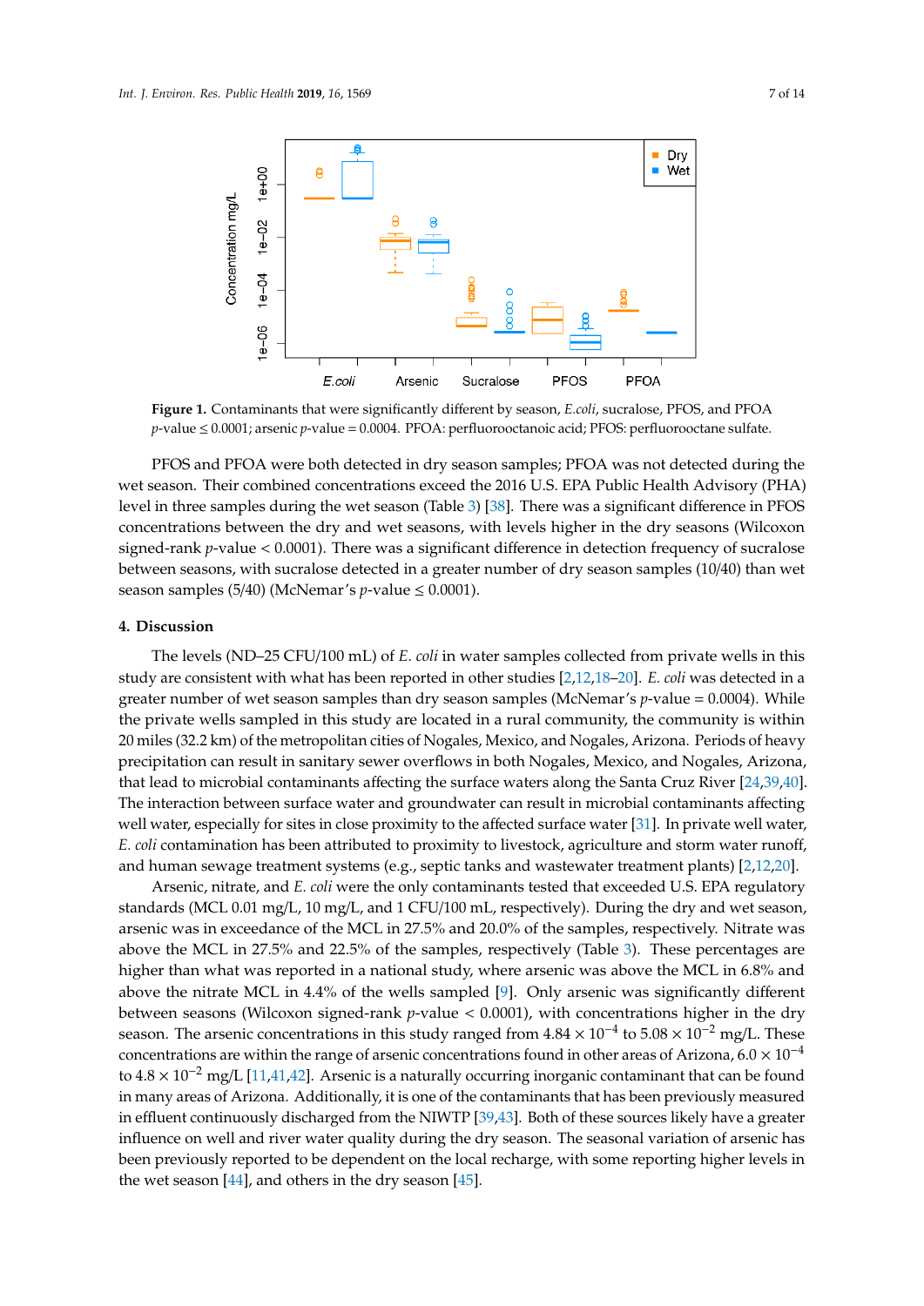Concentration mg/L

1e+00

1e−02

1e−04

1e−06

E.coli

Arsenic

Sucralose

PFOS

PFOA

Dry

Wet

**Figure 1.** Contaminants that were significantly different by season, *E.coli*, sucralose, PFOS, and PFOA $p$-value $\leq 0.0001$; arsenic $p$-value $= 0.0004$. PFOA: perfluorooctanoic acid; PFOS: perfluorooctane sulfate.

PFOS and PFOA were both detected in dry season samples; PFOA was not detected during the wet season. Their combined concentrations exceed the 2016 U.S. EPA Public Health Advisory (PHA) level in three samples during the wet season (Table 3) [38]. There was a significant difference in PFOS concentrations between the dry and wet seasons, with levels higher in the dry seasons (Wilcoxon signed-rank $p$-value $< 0.0001$). There was a significant difference in detection frequency of sucralose between seasons, with sucralose detected in a greater number of dry season samples (10/40) than wet season samples (5/40) (McNemar's $p$-value $\leq 0.0001$).

## 4. Discussion

The levels (ND–25 CFU/100 mL) of *E. coli* in water samples collected from private wells in this study are consistent with what has been reported in other studies [2,12,18–20]. *E. coli* was detected in a greater number of wet season samples than dry season samples (McNemar's $p$-value $= 0.0004$). While the private wells sampled in this study are located in a rural community, the community is within 20 miles (32.2 km) of the metropolitan cities of Nogales, Mexico, and Nogales, Arizona. Periods of heavy precipitation can result in sanitary sewer overflows in both Nogales, Mexico, and Nogales, Arizona, that lead to microbial contaminants affecting the surface waters along the Santa Cruz River [24,39,40]. The interaction between surface water and groundwater can result in microbial contaminants affecting well water, especially for sites in close proximity to the affected surface water [31]. In private well water, *E. coli* contamination has been attributed to proximity to livestock, agriculture and storm water runoff, and human sewage treatment systems (e.g., septic tanks and wastewater treatment plants) [2,12,20].

Arsenic, nitrate, and *E. coli* were the only contaminants tested that exceeded U.S. EPA regulatory standards (MCL 0.01 mg/L, 10 mg/L, and 1 CFU/100 mL, respectively). During the dry and wet season, arsenic was in exceedance of the MCL in 27.5% and 20.0% of the samples, respectively. Nitrate was above the MCL in 27.5% and 22.5% of the samples, respectively (Table 3). These percentages are higher than what was reported in a national study, where arsenic was above the MCL in 6.8% and above the nitrate MCL in 4.4% of the wells sampled [9]. Only arsenic was significantly different between seasons (Wilcoxon signed-rank $p$-value $< 0.0001$), with concentrations higher in the dry season. The arsenic concentrations in this study ranged from $4.84 \times 10^{-4}$ to $5.08 \times 10^{-2}$ mg/L. These concentrations are within the range of arsenic concentrations found in other areas of Arizona, $6.0 \times 10^{-4}$ to $4.8 \times 10^{-2}$ mg/L [11,41,42]. Arsenic is a naturally occurring inorganic contaminant that can be found in many areas of Arizona. Additionally, it is one of the contaminants that has been previously measured in effluent continuously discharged from the NIWTP [39,43]. Both of these sources likely have a greater influence on well and river water quality during the dry season. The seasonal variation of arsenic has been previously reported to be dependent on the local recharge, with some reporting higher levels in the wet season [44], and others in the dry season [45].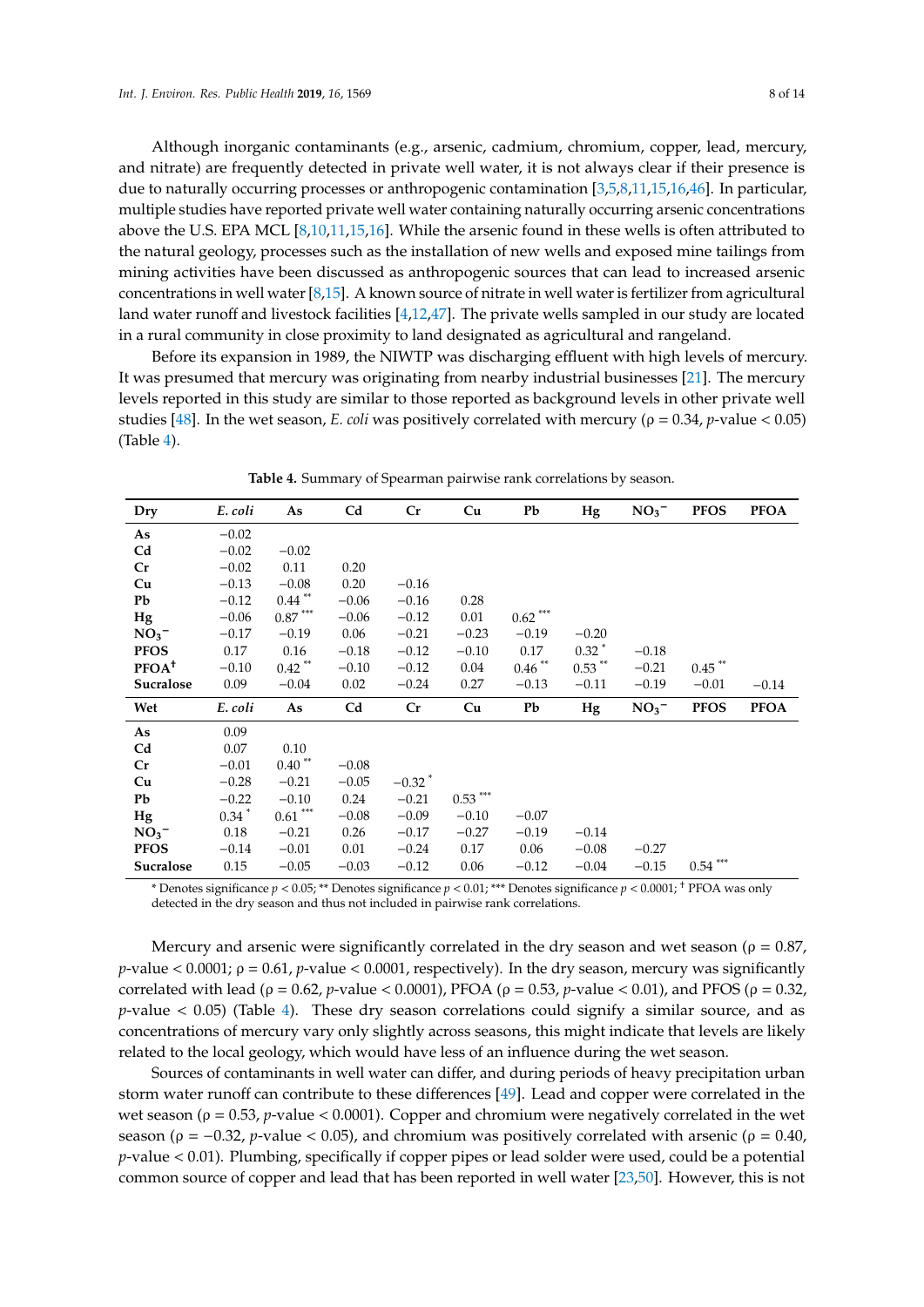Although inorganic contaminants (e.g., arsenic, cadmium, chromium, copper, lead, mercury, and nitrate) are frequently detected in private well water, it is not always clear if their presence is due to naturally occurring processes or anthropogenic contamination [3,5,8,11,15,16,46]. In particular, multiple studies have reported private well water containing naturally occurring arsenic concentrations above the U.S. EPA MCL [8,10,11,15,16]. While the arsenic found in these wells is often attributed to the natural geology, processes such as the installation of new wells and exposed mine tailings from mining activities have been discussed as anthropogenic sources that can lead to increased arsenic concentrations in well water [8,15]. A known source of nitrate in well water is fertilizer from agricultural land water runoff and livestock facilities [4,12,47]. The private wells sampled in our study are located in a rural community in close proximity to land designated as agricultural and rangeland.

Before its expansion in 1989, the NIWTP was discharging effluent with high levels of mercury. It was presumed that mercury was originating from nearby industrial businesses [21]. The mercury levels reported in this study are similar to those reported as background levels in other private well studies [48]. In the wet season, *E. coli* was positively correlated with mercury (ρ = 0.34, *p*-value < 0.05) (Table 4).

**Table 4.** Summary of Spearman pairwise rank correlations by season.

| Dry | *E. coli* | As | Cd | Cr | Cu | Pb | Hg | $NO_3^-$ | PFOS | PFOA |
|---|---|---|---|---|---|---|---|---|---|---|
| **As** | −0.02 | | | | | | | | | |
| **Cd** | −0.02 | −0.02 | | | | | | | | |
| **Cr** | −0.02 | 0.11 | 0.20 | | | | | | | |
| **Cu** | −0.13 | −0.08 | 0.20 | −0.16 | | | | | | |
| **Pb** | −0.12 | 0.44 ** | −0.06 | −0.16 | 0.28 | | | | | |
| **Hg** | −0.06 | 0.87 *** | −0.06 | −0.12 | 0.01 | 0.62 *** | | | | |
| **$NO_3^-$** | −0.17 | −0.19 | 0.06 | −0.21 | −0.23 | −0.19 | −0.20 | | | |
| **PFOS** | 0.17 | 0.16 | −0.18 | −0.12 | −0.10 | 0.17 | 0.32 * | −0.18 | | |
| **PFOA†** | −0.10 | 0.42 ** | −0.10 | −0.12 | 0.04 | 0.46 ** | 0.53 ** | −0.21 | 0.45 ** | |
| **Sucralose** | 0.09 | −0.04 | 0.02 | −0.24 | 0.27 | −0.13 | −0.11 | −0.19 | −0.01 | −0.14 |
| **Wet** | ***E. coli*** | **As** | **Cd** | **Cr** | **Cu** | **Pb** | **Hg** | **$NO_3^-$** | **PFOS** | **PFOA** |
| **As** | 0.09 | | | | | | | | | |
| **Cd** | 0.07 | 0.10 | | | | | | | | |
| **Cr** | −0.01 | 0.40 ** | −0.08 | | | | | | | |
| **Cu** | −0.28 | −0.21 | −0.05 | −0.32 * | | | | | | |
| **Pb** | −0.22 | −0.10 | 0.24 | −0.21 | 0.53 *** | | | | | |
| **Hg** | 0.34 * | 0.61 *** | −0.08 | −0.09 | −0.10 | −0.07 | | | | |
| **$NO_3^-$** | 0.18 | −0.21 | 0.26 | −0.17 | −0.27 | −0.19 | −0.14 | | | |
| **PFOS** | −0.14 | −0.01 | 0.01 | −0.24 | 0.17 | 0.06 | −0.08 | −0.27 | | |
| **Sucralose** | 0.15 | −0.05 | −0.03 | −0.12 | 0.06 | −0.12 | −0.04 | −0.15 | 0.54 *** | |

\* Denotes significance $p < 0.05$; ** Denotes significance $p < 0.01$; *** Denotes significance $p < 0.0001$; † PFOA was only detected in the dry season and thus not included in pairwise rank correlations.

Mercury and arsenic were significantly correlated in the dry season and wet season (ρ = 0.87, *p*-value < 0.0001; ρ = 0.61, *p*-value < 0.0001, respectively). In the dry season, mercury was significantly correlated with lead (ρ = 0.62, *p*-value < 0.0001), PFOA (ρ = 0.53, *p*-value < 0.01), and PFOS (ρ = 0.32, *p*-value < 0.05) (Table 4). These dry season correlations could signify a similar source, and as concentrations of mercury vary only slightly across seasons, this might indicate that levels are likely related to the local geology, which would have less of an influence during the wet season.

Sources of contaminants in well water can differ, and during periods of heavy precipitation urban storm water runoff can contribute to these differences [49]. Lead and copper were correlated in the wet season (ρ = 0.53, *p*-value < 0.0001). Copper and chromium were negatively correlated in the wet season (ρ = −0.32, *p*-value < 0.05), and chromium was positively correlated with arsenic (ρ = 0.40, *p*-value < 0.01). Plumbing, specifically if copper pipes or lead solder were used, could be a potential common source of copper and lead that has been reported in well water [23,50]. However, this is not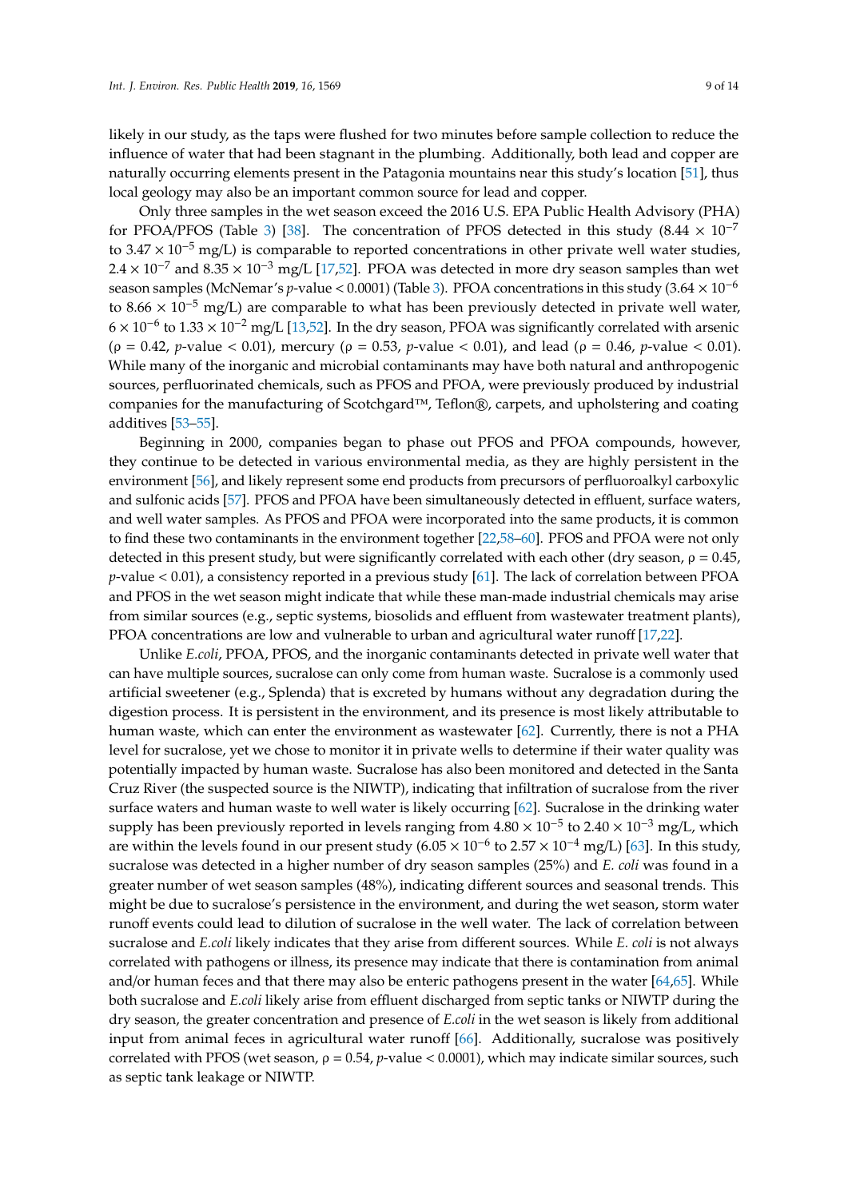likely in our study, as the taps were flushed for two minutes before sample collection to reduce the influence of water that had been stagnant in the plumbing. Additionally, both lead and copper are naturally occurring elements present in the Patagonia mountains near this study's location [51], thus local geology may also be an important common source for lead and copper.

Only three samples in the wet season exceed the 2016 U.S. EPA Public Health Advisory (PHA) for PFOA/PFOS (Table 3) [38]. The concentration of PFOS detected in this study ($8.44 \times 10^{-7}$ to $3.47 \times 10^{-5}$ mg/L) is comparable to reported concentrations in other private well water studies, $2.4 \times 10^{-7}$ and $8.35 \times 10^{-3}$ mg/L [17,52]. PFOA was detected in more dry season samples than wet season samples (McNemar's $p$-value $< 0.0001$) (Table 3). PFOA concentrations in this study ($3.64 \times 10^{-6}$ to $8.66 \times 10^{-5}$ mg/L) are comparable to what has been previously detected in private well water, $6 \times 10^{-6}$ to $1.33 \times 10^{-2}$ mg/L [13,52]. In the dry season, PFOA was significantly correlated with arsenic ($\rho = 0.42$, $p$-value $< 0.01$), mercury ($\rho = 0.53$, $p$-value $< 0.01$), and lead ($\rho = 0.46$, $p$-value $< 0.01$). While many of the inorganic and microbial contaminants may have both natural and anthropogenic sources, perfluorinated chemicals, such as PFOS and PFOA, were previously produced by industrial companies for the manufacturing of Scotchgard™, Teflon®, carpets, and upholstering and coating additives [53–55].

Beginning in 2000, companies began to phase out PFOS and PFOA compounds, however, they continue to be detected in various environmental media, as they are highly persistent in the environment [56], and likely represent some end products from precursors of perfluoroalkyl carboxylic and sulfonic acids [57]. PFOS and PFOA have been simultaneously detected in effluent, surface waters, and well water samples. As PFOS and PFOA were incorporated into the same products, it is common to find these two contaminants in the environment together [22,58–60]. PFOS and PFOA were not only detected in this present study, but were significantly correlated with each other (dry season, $\rho = 0.45$, $p$-value $< 0.01$), a consistency reported in a previous study [61]. The lack of correlation between PFOA and PFOS in the wet season might indicate that while these man-made industrial chemicals may arise from similar sources (e.g., septic systems, biosolids and effluent from wastewater treatment plants), PFOA concentrations are low and vulnerable to urban and agricultural water runoff [17,22].

Unlike *E.coli*, PFOA, PFOS, and the inorganic contaminants detected in private well water that can have multiple sources, sucralose can only come from human waste. Sucralose is a commonly used artificial sweetener (e.g., Splenda) that is excreted by humans without any degradation during the digestion process. It is persistent in the environment, and its presence is most likely attributable to human waste, which can enter the environment as wastewater [62]. Currently, there is not a PHA level for sucralose, yet we chose to monitor it in private wells to determine if their water quality was potentially impacted by human waste. Sucralose has also been monitored and detected in the Santa Cruz River (the suspected source is the NIWTP), indicating that infiltration of sucralose from the river surface waters and human waste to well water is likely occurring [62]. Sucralose in the drinking water supply has been previously reported in levels ranging from $4.80 \times 10^{-5}$ to $2.40 \times 10^{-3}$ mg/L, which are within the levels found in our present study ($6.05 \times 10^{-6}$ to $2.57 \times 10^{-4}$ mg/L) [63]. In this study, sucralose was detected in a higher number of dry season samples (25%) and *E. coli* was found in a greater number of wet season samples (48%), indicating different sources and seasonal trends. This might be due to sucralose's persistence in the environment, and during the wet season, storm water runoff events could lead to dilution of sucralose in the well water. The lack of correlation between sucralose and *E.coli* likely indicates that they arise from different sources. While *E. coli* is not always correlated with pathogens or illness, its presence may indicate that there is contamination from animal and/or human feces and that there may also be enteric pathogens present in the water [64,65]. While both sucralose and *E.coli* likely arise from effluent discharged from septic tanks or NIWTP during the dry season, the greater concentration and presence of *E.coli* in the wet season is likely from additional input from animal feces in agricultural water runoff [66]. Additionally, sucralose was positively correlated with PFOS (wet season, $\rho = 0.54$, $p$-value $< 0.0001$), which may indicate similar sources, such as septic tank leakage or NIWTP.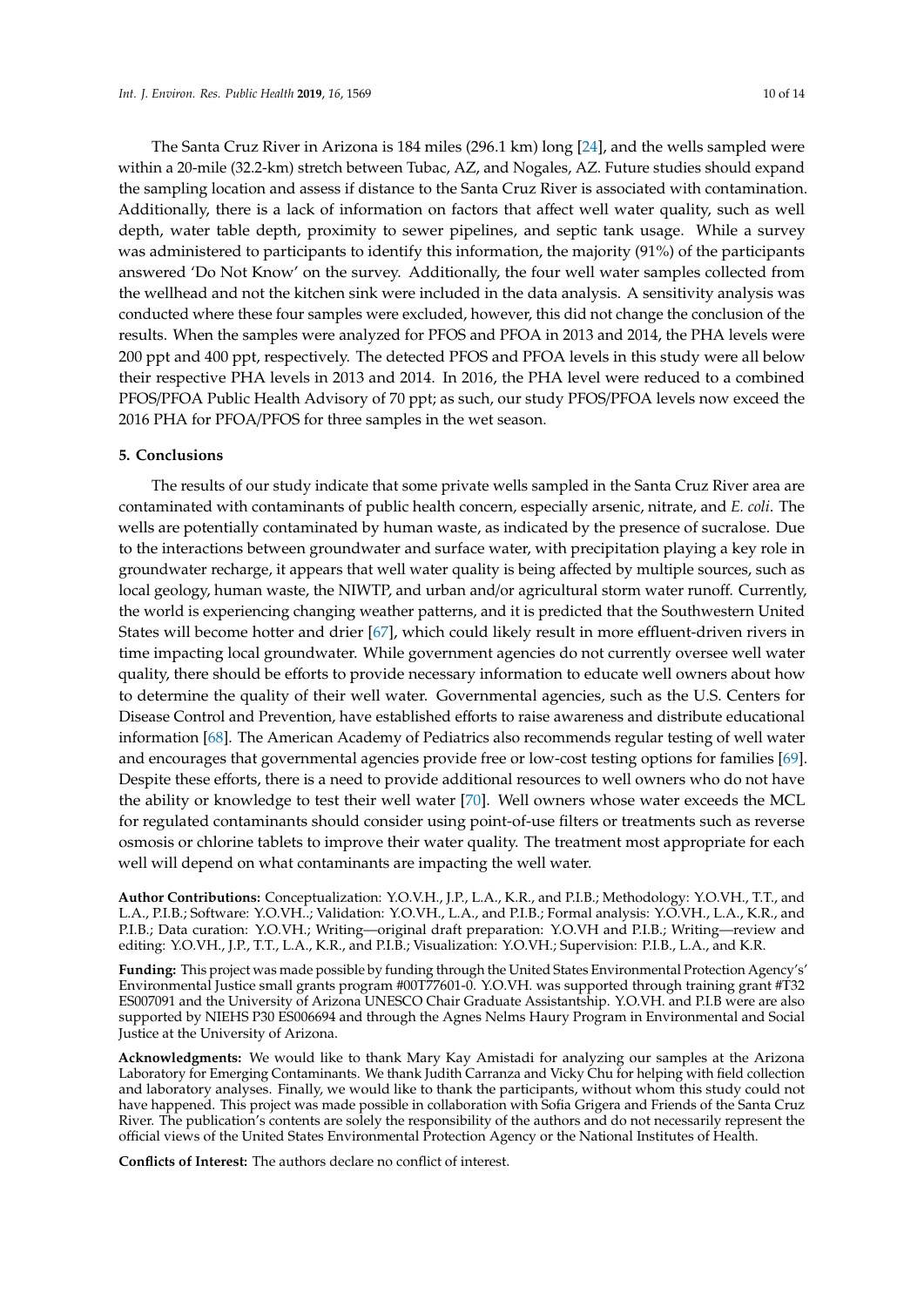The Santa Cruz River in Arizona is 184 miles (296.1 km) long [24], and the wells sampled were within a 20-mile (32.2-km) stretch between Tubac, AZ, and Nogales, AZ. Future studies should expand the sampling location and assess if distance to the Santa Cruz River is associated with contamination. Additionally, there is a lack of information on factors that affect well water quality, such as well depth, water table depth, proximity to sewer pipelines, and septic tank usage. While a survey was administered to participants to identify this information, the majority (91%) of the participants answered 'Do Not Know' on the survey. Additionally, the four well water samples collected from the wellhead and not the kitchen sink were included in the data analysis. A sensitivity analysis was conducted where these four samples were excluded, however, this did not change the conclusion of the results. When the samples were analyzed for PFOS and PFOA in 2013 and 2014, the PHA levels were 200 ppt and 400 ppt, respectively. The detected PFOS and PFOA levels in this study were all below their respective PHA levels in 2013 and 2014. In 2016, the PHA level were reduced to a combined PFOS/PFOA Public Health Advisory of 70 ppt; as such, our study PFOS/PFOA levels now exceed the 2016 PHA for PFOA/PFOS for three samples in the wet season.

## 5. Conclusions

The results of our study indicate that some private wells sampled in the Santa Cruz River area are contaminated with contaminants of public health concern, especially arsenic, nitrate, and *E. coli*. The wells are potentially contaminated by human waste, as indicated by the presence of sucralose. Due to the interactions between groundwater and surface water, with precipitation playing a key role in groundwater recharge, it appears that well water quality is being affected by multiple sources, such as local geology, human waste, the NIWTP, and urban and/or agricultural storm water runoff. Currently, the world is experiencing changing weather patterns, and it is predicted that the Southwestern United States will become hotter and drier [67], which could likely result in more effluent-driven rivers in time impacting local groundwater. While government agencies do not currently oversee well water quality, there should be efforts to provide necessary information to educate well owners about how to determine the quality of their well water. Governmental agencies, such as the U.S. Centers for Disease Control and Prevention, have established efforts to raise awareness and distribute educational information [68]. The American Academy of Pediatrics also recommends regular testing of well water and encourages that governmental agencies provide free or low-cost testing options for families [69]. Despite these efforts, there is a need to provide additional resources to well owners who do not have the ability or knowledge to test their well water [70]. Well owners whose water exceeds the MCL for regulated contaminants should consider using point-of-use filters or treatments such as reverse osmosis or chlorine tablets to improve their water quality. The treatment most appropriate for each well will depend on what contaminants are impacting the well water.

**Author Contributions:** Conceptualization: Y.O.V.H., J.P., L.A., K.R., and P.I.B.; Methodology: Y.O.VH., T.T., and L.A., P.I.B.; Software: Y.O.VH..; Validation: Y.O.VH., L.A., and P.I.B.; Formal analysis: Y.O.VH., L.A., K.R., and P.I.B.; Data curation: Y.O.VH.; Writing—original draft preparation: Y.O.VH and P.I.B.; Writing—review and editing: Y.O.VH., J.P., T.T., L.A., K.R., and P.I.B.; Visualization: Y.O.VH.; Supervision: P.I.B., L.A., and K.R.

**Funding:** This project was made possible by funding through the United States Environmental Protection Agency's' Environmental Justice small grants program #00T77601-0. Y.O.VH. was supported through training grant #T32 ES007091 and the University of Arizona UNESCO Chair Graduate Assistantship. Y.O.VH. and P.I.B were are also supported by NIEHS P30 ES006694 and through the Agnes Nelms Haury Program in Environmental and Social Justice at the University of Arizona.

**Acknowledgments:** We would like to thank Mary Kay Amistadi for analyzing our samples at the Arizona Laboratory for Emerging Contaminants. We thank Judith Carranza and Vicky Chu for helping with field collection and laboratory analyses. Finally, we would like to thank the participants, without whom this study could not have happened. This project was made possible in collaboration with Sofia Grigera and Friends of the Santa Cruz River. The publication's contents are solely the responsibility of the authors and do not necessarily represent the official views of the United States Environmental Protection Agency or the National Institutes of Health.

**Conflicts of Interest:** The authors declare no conflict of interest.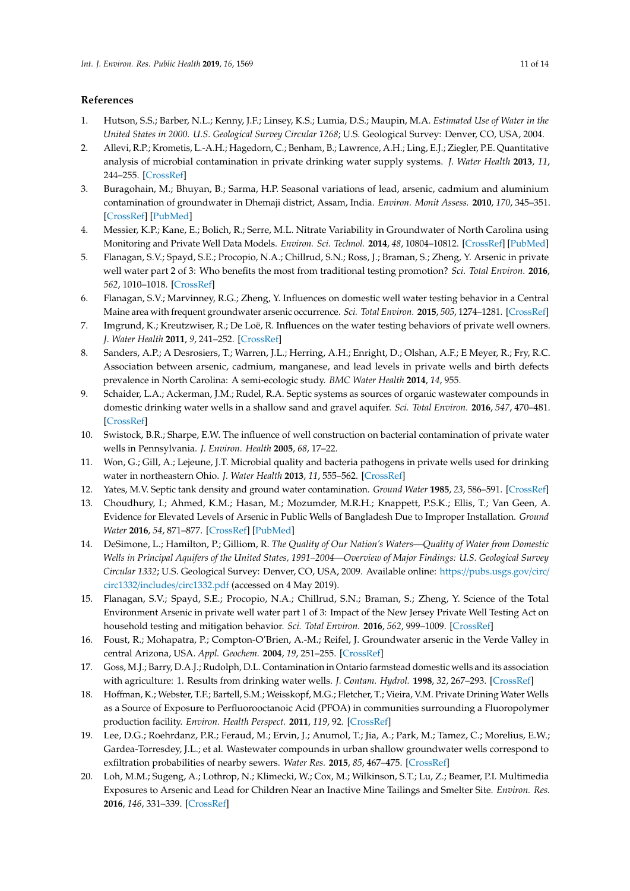## References

1. Hutson, S.S.; Barber, N.L.; Kenny, J.F.; Linsey, K.S.; Lumia, D.S.; Maupin, M.A. *Estimated Use of Water in the United States in 2000. U.S. Geological Survey Circular 1268*; U.S. Geological Survey: Denver, CO, USA, 2004.
2. Allevi, R.P.; Krometis, L.-A.H.; Hagedorn, C.; Benham, B.; Lawrence, A.H.; Ling, E.J.; Ziegler, P.E. Quantitative analysis of microbial contamination in private drinking water supply systems. *J. Water Health* **2013**, *11*, 244–255. [CrossRef]
3. Buragohain, M.; Bhuyan, B.; Sarma, H.P. Seasonal variations of lead, arsenic, cadmium and aluminium contamination of groundwater in Dhemaji district, Assam, India. *Environ. Monit Assess.* **2010**, *170*, 345–351. [CrossRef] [PubMed]
4. Messier, K.P.; Kane, E.; Bolich, R.; Serre, M.L. Nitrate Variability in Groundwater of North Carolina using Monitoring and Private Well Data Models. *Environ. Sci. Technol.* **2014**, *48*, 10804–10812. [CrossRef] [PubMed]
5. Flanagan, S.V.; Spayd, S.E.; Procopio, N.A.; Chillrud, S.N.; Ross, J.; Braman, S.; Zheng, Y. Arsenic in private well water part 2 of 3: Who benefits the most from traditional testing promotion? *Sci. Total Environ.* **2016**, *562*, 1010–1018. [CrossRef]
6. Flanagan, S.V.; Marvinney, R.G.; Zheng, Y. Influences on domestic well water testing behavior in a Central Maine area with frequent groundwater arsenic occurrence. *Sci. Total Environ.* **2015**, *505*, 1274–1281. [CrossRef]
7. Imgrund, K.; Kreutzwiser, R.; De Loë, R. Influences on the water testing behaviors of private well owners. *J. Water Health* **2011**, *9*, 241–252. [CrossRef]
8. Sanders, A.P.; A Desrosiers, T.; Warren, J.L.; Herring, A.H.; Enright, D.; Olshan, A.F.; E Meyer, R.; Fry, R.C. Association between arsenic, cadmium, manganese, and lead levels in private wells and birth defects prevalence in North Carolina: A semi-ecologic study. *BMC Water Health* **2014**, *14*, 955.
9. Schaider, L.A.; Ackerman, J.M.; Rudel, R.A. Septic systems as sources of organic wastewater compounds in domestic drinking water wells in a shallow sand and gravel aquifer. *Sci. Total Environ.* **2016**, *547*, 470–481. [CrossRef]
10. Swistock, B.R.; Sharpe, E.W. The influence of well construction on bacterial contamination of private water wells in Pennsylvania. *J. Environ. Health* **2005**, *68*, 17–22.
11. Won, G.; Gill, A.; Lejeune, J.T. Microbial quality and bacteria pathogens in private wells used for drinking water in northeastern Ohio. *J. Water Health* **2013**, *11*, 555–562. [CrossRef]
12. Yates, M.V. Septic tank density and ground water contamination. *Ground Water* **1985**, *23*, 586–591. [CrossRef]
13. Choudhury, I.; Ahmed, K.M.; Hasan, M.; Mozumder, M.R.H.; Knappett, P.S.K.; Ellis, T.; Van Geen, A. Evidence for Elevated Levels of Arsenic in Public Wells of Bangladesh Due to Improper Installation. *Ground Water* **2016**, *54*, 871–877. [CrossRef] [PubMed]
14. DeSimone, L.; Hamilton, P.; Gilliom, R. *The Quality of Our Nation's Waters—Quality of Water from Domestic Wells in Principal Aquifers of the United States, 1991–2004—Overview of Major Findings: U.S. Geological Survey Circular 1332*; U.S. Geological Survey: Denver, CO, USA, 2009. Available online: https://pubs.usgs.gov/circ/circ1332/includes/circ1332.pdf (accessed on 4 May 2019).
15. Flanagan, S.V.; Spayd, S.E.; Procopio, N.A.; Chillrud, S.N.; Braman, S.; Zheng, Y. Science of the Total Environment Arsenic in private well water part 1 of 3: Impact of the New Jersey Private Well Testing Act on household testing and mitigation behavior. *Sci. Total Environ.* **2016**, *562*, 999–1009. [CrossRef]
16. Foust, R.; Mohapatra, P.; Compton-O'Brien, A.-M.; Reifel, J. Groundwater arsenic in the Verde Valley in central Arizona, USA. *Appl. Geochem.* **2004**, *19*, 251–255. [CrossRef]
17. Goss, M.J.; Barry, D.A.J.; Rudolph, D.L. Contamination in Ontario farmstead domestic wells and its association with agriculture: 1. Results from drinking water wells. *J. Contam. Hydrol.* **1998**, *32*, 267–293. [CrossRef]
18. Hoffman, K.; Webster, T.F.; Bartell, S.M.; Weisskopf, M.G.; Fletcher, T.; Vieira, V.M. Private Drining Water Wells as a Source of Exposure to Perfluorooctanoic Acid (PFOA) in communities surrounding a Fluoropolymer production facility. *Environ. Health Perspect.* **2011**, *119*, 92. [CrossRef]
19. Lee, D.G.; Roehrdanz, P.R.; Feraud, M.; Ervin, J.; Anumol, T.; Jia, A.; Park, M.; Tamez, C.; Morelius, E.W.; Gardea-Torresdey, J.L.; et al. Wastewater compounds in urban shallow groundwater wells correspond to exfiltration probabilities of nearby sewers. *Water Res.* **2015**, *85*, 467–475. [CrossRef]
20. Loh, M.M.; Sugeng, A.; Lothrop, N.; Klimecki, W.; Cox, M.; Wilkinson, S.T.; Lu, Z.; Beamer, P.I. Multimedia Exposures to Arsenic and Lead for Children Near an Inactive Mine Tailings and Smelter Site. *Environ. Res.* **2016**, *146*, 331–339. [CrossRef]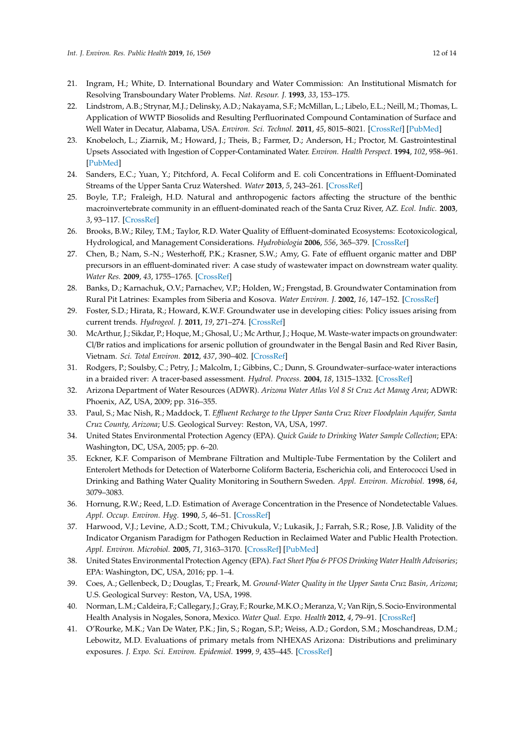21. Ingram, H.; White, D. International Boundary and Water Commission: An Institutional Mismatch for Resolving Transboundary Water Problems. *Nat. Resour. J.* **1993**, *33*, 153–175.
22. Lindstrom, A.B.; Strynar, M.J.; Delinsky, A.D.; Nakayama, S.F.; McMillan, L.; Libelo, E.L.; Neill, M.; Thomas, L. Application of WWTP Biosolids and Resulting Perfluorinated Compound Contamination of Surface and Well Water in Decatur, Alabama, USA. *Environ. Sci. Technol.* **2011**, *45*, 8015–8021. [CrossRef] [PubMed]
23. Knobeloch, L.; Ziarnik, M.; Howard, J.; Theis, B.; Farmer, D.; Anderson, H.; Proctor, M. Gastrointestinal Upsets Associated with Ingestion of Copper-Contaminated Water. *Environ. Health Perspect.* **1994**, *102*, 958–961. [PubMed]
24. Sanders, E.C.; Yuan, Y.; Pitchford, A. Fecal Coliform and E. coli Concentrations in Effluent-Dominated Streams of the Upper Santa Cruz Watershed. *Water* **2013**, *5*, 243–261. [CrossRef]
25. Boyle, T.P.; Fraleigh, H.D. Natural and anthropogenic factors affecting the structure of the benthic macroinvertebrate community in an effluent-dominated reach of the Santa Cruz River, AZ. *Ecol. Indic.* **2003**, *3*, 93–117. [CrossRef]
26. Brooks, B.W.; Riley, T.M.; Taylor, R.D. Water Quality of Effluent-dominated Ecosystems: Ecotoxicological, Hydrological, and Management Considerations. *Hydrobiologia* **2006**, *556*, 365–379. [CrossRef]
27. Chen, B.; Nam, S.-N.; Westerhoff, P.K.; Krasner, S.W.; Amy, G. Fate of effluent organic matter and DBP precursors in an effluent-dominated river: A case study of wastewater impact on downstream water quality. *Water Res.* **2009**, *43*, 1755–1765. [CrossRef]
28. Banks, D.; Karnachuk, O.V.; Parnachev, V.P.; Holden, W.; Frengstad, B. Groundwater Contamination from Rural Pit Latrines: Examples from Siberia and Kosova. *Water Environ. J.* **2002**, *16*, 147–152. [CrossRef]
29. Foster, S.D.; Hirata, R.; Howard, K.W.F. Groundwater use in developing cities: Policy issues arising from current trends. *Hydrogeol. J.* **2011**, *19*, 271–274. [CrossRef]
30. McArthur, J.; Sikdar, P.; Hoque, M.; Ghosal, U.; Mc Arthur, J.; Hoque, M. Waste-water impacts on groundwater: Cl/Br ratios and implications for arsenic pollution of groundwater in the Bengal Basin and Red River Basin, Vietnam. *Sci. Total Environ.* **2012**, *437*, 390–402. [CrossRef]
31. Rodgers, P.; Soulsby, C.; Petry, J.; Malcolm, I.; Gibbins, C.; Dunn, S. Groundwater–surface-water interactions in a braided river: A tracer-based assessment. *Hydrol. Process.* **2004**, *18*, 1315–1332. [CrossRef]
32. Arizona Department of Water Resources (ADWR). *Arizona Water Atlas Vol 8 St Cruz Act Manag Area*; ADWR: Phoenix, AZ, USA, 2009; pp. 316–355.
33. Paul, S.; Mac Nish, R.; Maddock, T. *Effluent Recharge to the Upper Santa Cruz River Floodplain Aquifer, Santa Cruz County, Arizona*; U.S. Geological Survey: Reston, VA, USA, 1997.
34. United States Environmental Protection Agency (EPA). *Quick Guide to Drinking Water Sample Collection*; EPA: Washington, DC, USA, 2005; pp. 6–20.
35. Eckner, K.F. Comparison of Membrane Filtration and Multiple-Tube Fermentation by the Colilert and Enterolert Methods for Detection of Waterborne Coliform Bacteria, Escherichia coli, and Enterococci Used in Drinking and Bathing Water Quality Monitoring in Southern Sweden. *Appl. Environ. Microbiol.* **1998**, *64*, 3079–3083.
36. Hornung, R.W.; Reed, L.D. Estimation of Average Concentration in the Presence of Nondetectable Values. *Appl. Occup. Environ. Hyg.* **1990**, *5*, 46–51. [CrossRef]
37. Harwood, V.J.; Levine, A.D.; Scott, T.M.; Chivukula, V.; Lukasik, J.; Farrah, S.R.; Rose, J.B. Validity of the Indicator Organism Paradigm for Pathogen Reduction in Reclaimed Water and Public Health Protection. *Appl. Environ. Microbiol.* **2005**, *71*, 3163–3170. [CrossRef] [PubMed]
38. United States Environmental Protection Agency (EPA). *Fact Sheet Pfoa & PFOS Drinking Water Health Advisories*; EPA: Washington, DC, USA, 2016; pp. 1–4.
39. Coes, A.; Gellenbeck, D.; Douglas, T.; Freark, M. *Ground-Water Quality in the Upper Santa Cruz Basin, Arizona*; U.S. Geological Survey: Reston, VA, USA, 1998.
40. Norman, L.M.; Caldeira, F.; Callegary, J.; Gray, F.; Rourke, M.K.O.; Meranza, V.; Van Rijn, S. Socio-Environmental Health Analysis in Nogales, Sonora, Mexico. *Water Qual. Expo. Health* **2012**, *4*, 79–91. [CrossRef]
41. O'Rourke, M.K.; Van De Water, P.K.; Jin, S.; Rogan, S.P.; Weiss, A.D.; Gordon, S.M.; Moschandreas, D.M.; Lebowitz, M.D. Evaluations of primary metals from NHEXAS Arizona: Distributions and preliminary exposures. *J. Expo. Sci. Environ. Epidemiol.* **1999**, *9*, 435–445. [CrossRef]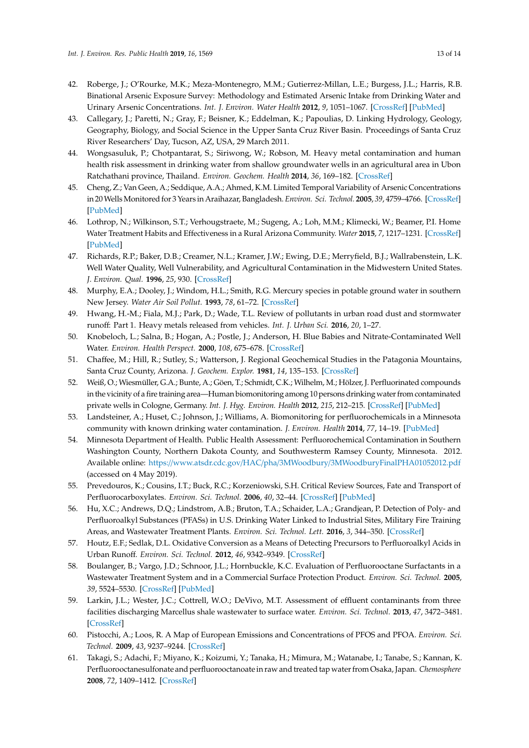42. Roberge, J.; O'Rourke, M.K.; Meza-Montenegro, M.M.; Gutierrez-Millan, L.E.; Burgess, J.L.; Harris, R.B. Binational Arsenic Exposure Survey: Methodology and Estimated Arsenic Intake from Drinking Water and Urinary Arsenic Concentrations. *Int. J. Environ. Water Health* **2012**, *9*, 1051–1067. [CrossRef] [PubMed]
43. Callegary, J.; Paretti, N.; Gray, F.; Beisner, K.; Eddelman, K.; Papoulias, D. Linking Hydrology, Geology, Geography, Biology, and Social Science in the Upper Santa Cruz River Basin. Proceedings of Santa Cruz River Researchers' Day, Tucson, AZ, USA, 29 March 2011.
44. Wongsasuluk, P.; Chotpantarat, S.; Siriwong, W.; Robson, M. Heavy metal contamination and human health risk assessment in drinking water from shallow groundwater wells in an agricultural area in Ubon Ratchathani province, Thailand. *Environ. Geochem. Health* **2014**, *36*, 169–182. [CrossRef]
45. Cheng, Z.; Van Geen, A.; Seddique, A.A.; Ahmed, K.M. Limited Temporal Variability of Arsenic Concentrations in 20 Wells Monitored for 3 Years in Araihazar, Bangladesh. *Environ. Sci. Technol.* **2005**, *39*, 4759–4766. [CrossRef] [PubMed]
46. Lothrop, N.; Wilkinson, S.T.; Verhougstraete, M.; Sugeng, A.; Loh, M.M.; Klimecki, W.; Beamer, P.I. Home Water Treatment Habits and Effectiveness in a Rural Arizona Community. *Water* **2015**, *7*, 1217–1231. [CrossRef] [PubMed]
47. Richards, R.P.; Baker, D.B.; Creamer, N.L.; Kramer, J.W.; Ewing, D.E.; Merryfield, B.J.; Wallrabenstein, L.K. Well Water Quality, Well Vulnerability, and Agricultural Contamination in the Midwestern United States. *J. Environ. Qual.* **1996**, *25*, 930. [CrossRef]
48. Murphy, E.A.; Dooley, J.; Windom, H.L.; Smith, R.G. Mercury species in potable ground water in southern New Jersey. *Water Air Soil Pollut.* **1993**, *78*, 61–72. [CrossRef]
49. Hwang, H.-M.; Fiala, M.J.; Park, D.; Wade, T.L. Review of pollutants in urban road dust and stormwater runoff: Part 1. Heavy metals released from vehicles. *Int. J. Urban Sci.* **2016**, *20*, 1–27.
50. Knobeloch, L.; Salna, B.; Hogan, A.; Postle, J.; Anderson, H. Blue Babies and Nitrate-Contaminated Well Water. *Environ. Health Perspect.* **2000**, *108*, 675–678. [CrossRef]
51. Chaffee, M.; Hill, R.; Sutley, S.; Watterson, J. Regional Geochemical Studies in the Patagonia Mountains, Santa Cruz County, Arizona. *J. Geochem. Explor.* **1981**, *14*, 135–153. [CrossRef]
52. Weiß, O.; Wiesmüller, G.A.; Bunte, A.; Göen, T.; Schmidt, C.K.; Wilhelm, M.; Hölzer, J. Perfluorinated compounds in the vicinity of a fire training area—Human biomonitoring among 10 persons drinking water from contaminated private wells in Cologne, Germany. *Int. J. Hyg. Environ. Health* **2012**, *215*, 212–215. [CrossRef] [PubMed]
53. Landsteiner, A.; Huset, C.; Johnson, J.; Williams, A. Biomonitoring for perfluorochemicals in a Minnesota community with known drinking water contamination. *J. Environ. Health* **2014**, *77*, 14–19. [PubMed]
54. Minnesota Department of Health. Public Health Assessment: Perfluorochemical Contamination in Southern Washington County, Northern Dakota County, and Southwestern Ramsey County, Minnesota. 2012. Available online: https://www.atsdr.cdc.gov/HAC/pha/3MWoodbury/3MWoodburyFinalPHA01052012.pdf (accessed on 4 May 2019).
55. Prevedouros, K.; Cousins, I.T.; Buck, R.C.; Korzeniowski, S.H. Critical Review Sources, Fate and Transport of Perfluorocarboxylates. *Environ. Sci. Technol.* **2006**, *40*, 32–44. [CrossRef] [PubMed]
56. Hu, X.C.; Andrews, D.Q.; Lindstrom, A.B.; Bruton, T.A.; Schaider, L.A.; Grandjean, P. Detection of Poly- and Perfluoroalkyl Substances (PFASs) in U.S. Drinking Water Linked to Industrial Sites, Military Fire Training Areas, and Wastewater Treatment Plants. *Environ. Sci. Technol. Lett.* **2016**, *3*, 344–350. [CrossRef]
57. Houtz, E.F.; Sedlak, D.L. Oxidative Conversion as a Means of Detecting Precursors to Perfluoroalkyl Acids in Urban Runoff. *Environ. Sci. Technol.* **2012**, *46*, 9342–9349. [CrossRef]
58. Boulanger, B.; Vargo, J.D.; Schnoor, J.L.; Hornbuckle, K.C. Evaluation of Perfluorooctane Surfactants in a Wastewater Treatment System and in a Commercial Surface Protection Product. *Environ. Sci. Technol.* **2005**, *39*, 5524–5530. [CrossRef] [PubMed]
59. Larkin, J.L.; Wester, J.C.; Cottrell, W.O.; DeVivo, M.T. Assessment of effluent contaminants from three facilities discharging Marcellus shale wastewater to surface water. *Environ. Sci. Technol.* **2013**, *47*, 3472–3481. [CrossRef]
60. Pistocchi, A.; Loos, R. A Map of European Emissions and Concentrations of PFOS and PFOA. *Environ. Sci. Technol.* **2009**, *43*, 9237–9244. [CrossRef]
61. Takagi, S.; Adachi, F.; Miyano, K.; Koizumi, Y.; Tanaka, H.; Mimura, M.; Watanabe, I.; Tanabe, S.; Kannan, K. Perfluorooctanesulfonate and perfluorooctanoate in raw and treated tap water from Osaka, Japan. *Chemosphere* **2008**, *72*, 1409–1412. [CrossRef]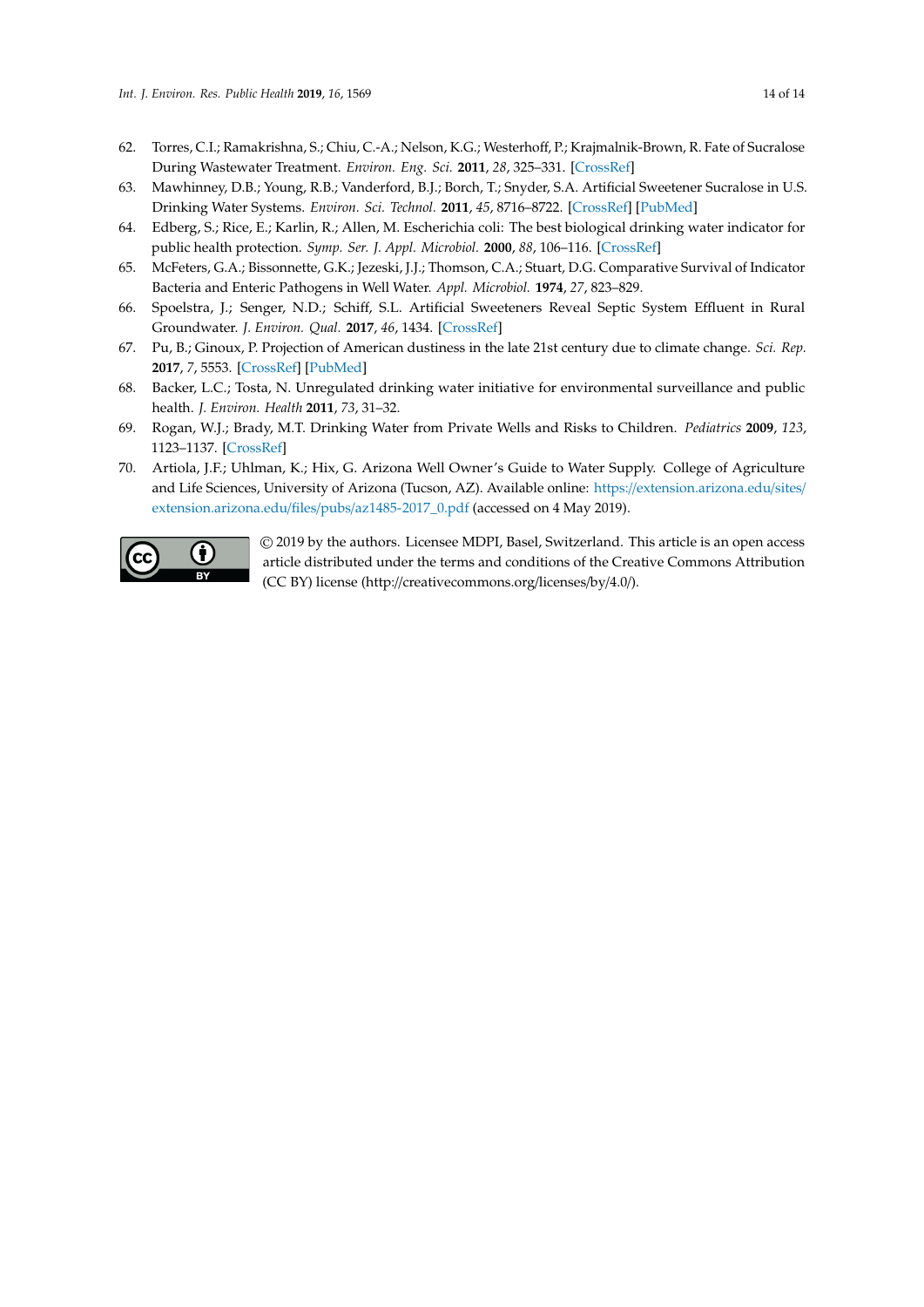62. Torres, C.I.; Ramakrishna, S.; Chiu, C.-A.; Nelson, K.G.; Westerhoff, P.; Krajmalnik-Brown, R. Fate of Sucralose During Wastewater Treatment. *Environ. Eng. Sci.* **2011**, *28*, 325–331. [CrossRef]
63. Mawhinney, D.B.; Young, R.B.; Vanderford, B.J.; Borch, T.; Snyder, S.A. Artificial Sweetener Sucralose in U.S. Drinking Water Systems. *Environ. Sci. Technol.* **2011**, *45*, 8716–8722. [CrossRef] [PubMed]
64. Edberg, S.; Rice, E.; Karlin, R.; Allen, M. Escherichia coli: The best biological drinking water indicator for public health protection. *Symp. Ser. J. Appl. Microbiol.* **2000**, *88*, 106–116. [CrossRef]
65. McFeters, G.A.; Bissonnette, G.K.; Jezeski, J.J.; Thomson, C.A.; Stuart, D.G. Comparative Survival of Indicator Bacteria and Enteric Pathogens in Well Water. *Appl. Microbiol.* **1974**, *27*, 823–829.
66. Spoelstra, J.; Senger, N.D.; Schiff, S.L. Artificial Sweeteners Reveal Septic System Effluent in Rural Groundwater. *J. Environ. Qual.* **2017**, *46*, 1434. [CrossRef]
67. Pu, B.; Ginoux, P. Projection of American dustiness in the late 21st century due to climate change. *Sci. Rep.* **2017**, *7*, 5553. [CrossRef] [PubMed]
68. Backer, L.C.; Tosta, N. Unregulated drinking water initiative for environmental surveillance and public health. *J. Environ. Health* **2011**, *73*, 31–32.
69. Rogan, W.J.; Brady, M.T. Drinking Water from Private Wells and Risks to Children. *Pediatrics* **2009**, *123*, 1123–1137. [CrossRef]
70. Artiola, J.F.; Uhlman, K.; Hix, G. Arizona Well Owner's Guide to Water Supply. College of Agriculture and Life Sciences, University of Arizona (Tucson, AZ). Available online: https://extension.arizona.edu/sites/extension.arizona.edu/files/pubs/az1485-2017_0.pdf (accessed on 4 May 2019).

© 2019 by the authors. Licensee MDPI, Basel, Switzerland. This article is an open access article distributed under the terms and conditions of the Creative Commons Attribution (CC BY) license (http://creativecommons.org/licenses/by/4.0/).